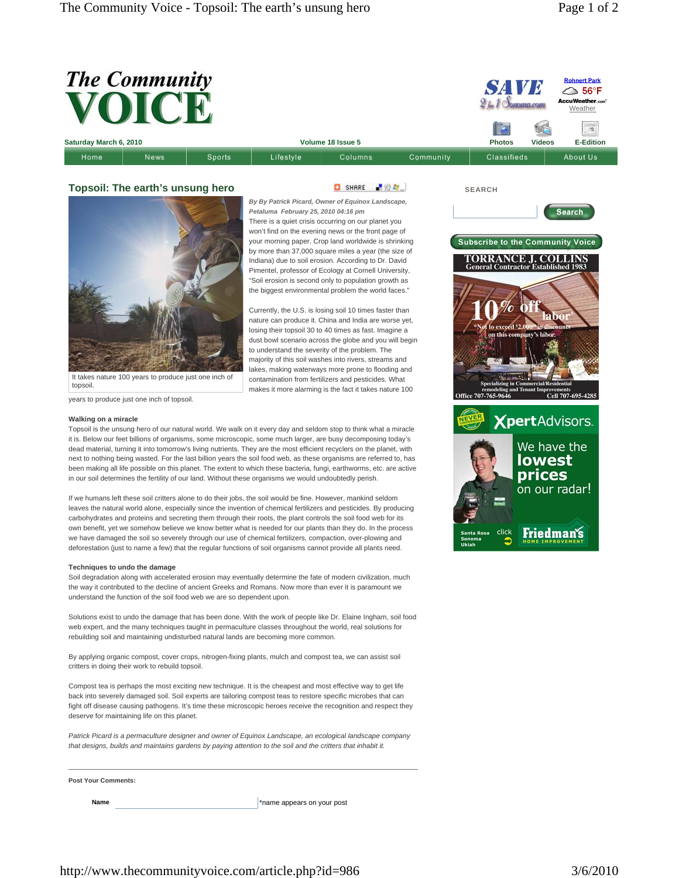# Topsoil: The earth's unsung hero

*By By Patrick Picard, Owner of Equinox Landscape, Petaluma February 25, 2010 04:16 pm*

It takes nature 100 years to produce just one inch of topsoil.

There is a quiet crisis occurring on our planet you won't find on the evening news or the front page of your morning paper. Crop land worldwide is shrinking by more than 37,000 square miles a year (the size of Indiana) due to soil erosion. According to Dr. David Pimentel, professor of Ecology at Cornell University, "Soil erosion is second only to population growth as the biggest environmental problem the world faces."

Currently, the U.S. is losing soil 10 times faster than nature can produce it. China and India are worse yet, losing their topsoil 30 to 40 times as fast. Imagine a dust bowl scenario across the globe and you will begin to understand the severity of the problem. The majority of this soil washes into rivers, streams and lakes, making waterways more prone to flooding and contamination from fertilizers and pesticides. What makes it more alarming is the fact it takes nature 100 years to produce just one inch of topsoil.

**Walking on a miracle**

Topsoil is the unsung hero of our natural world. We walk on it every day and seldom stop to think what a miracle it is. Below our feet billions of organisms, some microscopic, some much larger, are busy decomposing today's dead material, turning it into tomorrow's living nutrients. They are the most efficient recyclers on the planet, with next to nothing being wasted. For the last billion years the soil food web, as these organisms are referred to, has been making all life possible on this planet. The extent to which these bacteria, fungi, earthworms, etc. are active in our soil determines the fertility of our land. Without these organisms we would undoubtedly perish.

If we humans left these soil critters alone to do their jobs, the soil would be fine. However, mankind seldom leaves the natural world alone, especially since the invention of chemical fertilizers and pesticides. By producing carbohydrates and proteins and secreting them through their roots, the plant controls the soil food web for its own benefit, yet we somehow believe we know better what is needed for our plants than they do. In the process we have damaged the soil so severely through our use of chemical fertilizers, compaction, over-plowing and deforestation (just to name a few) that the regular functions of soil organisms cannot provide all plants need.

**Techniques to undo the damage**

Soil degradation along with accelerated erosion may eventually determine the fate of modern civilization, much the way it contributed to the decline of ancient Greeks and Romans. Now more than ever it is paramount we understand the function of the soil food web we are so dependent upon.

Solutions exist to undo the damage that has been done. With the work of people like Dr. Elaine Ingham, soil food web expert, and the many techniques taught in permaculture classes throughout the world, real solutions for rebuilding soil and maintaining undisturbed natural lands are becoming more common.

By applying organic compost, cover crops, nitrogen-fixing plants, mulch and compost tea, we can assist soil critters in doing their work to rebuild topsoil.

Compost tea is perhaps the most exciting new technique. It is the cheapest and most effective way to get life back into severely damaged soil. Soil experts are tailoring compost teas to restore specific microbes that can fight off disease causing pathogens. It's time these microscopic heroes receive the recognition and respect they deserve for maintaining life on this planet.

*Patrick Picard is a permaculture designer and owner of Equinox Landscape, an ecological landscape company that designs, builds and maintains gardens by paying attention to the soil and the critters that inhabit it.*

---

**Post Your Comments:**

**Name** ______________ *name appears on your post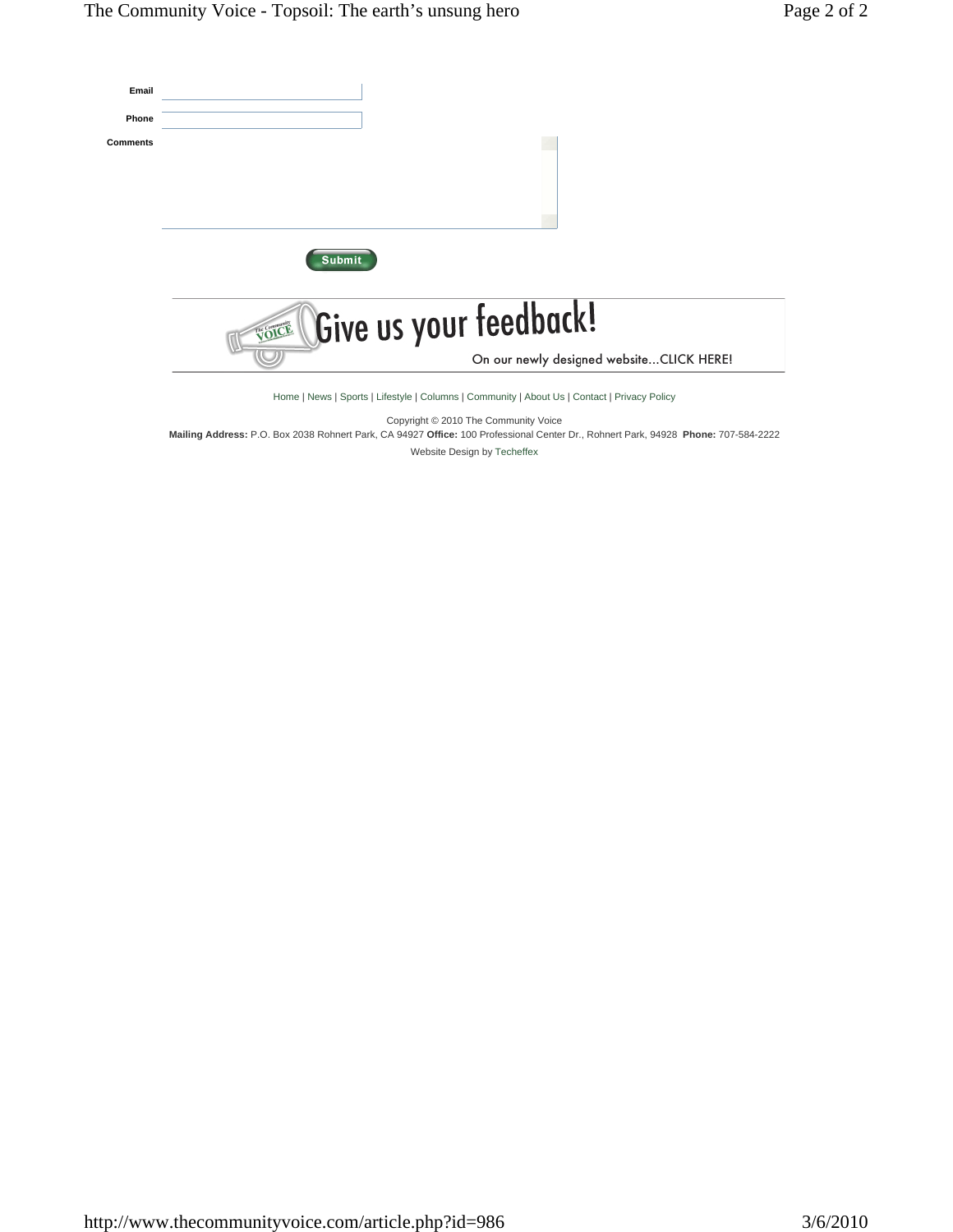Email

Phone

Comments

Submit

Give us your feedback!

On our newly designed website...CLICK HERE!

Home | News | Sports | Lifestyle | Columns | Community | About Us | Contact | Privacy Policy

Copyright © 2010 The Community Voice

**Mailing Address:** P.O. Box 2038 Rohnert Park, CA 94927 **Office:** 100 Professional Center Dr., Rohnert Park, 94928 **Phone:** 707-584-2222

Website Design by Techeffex